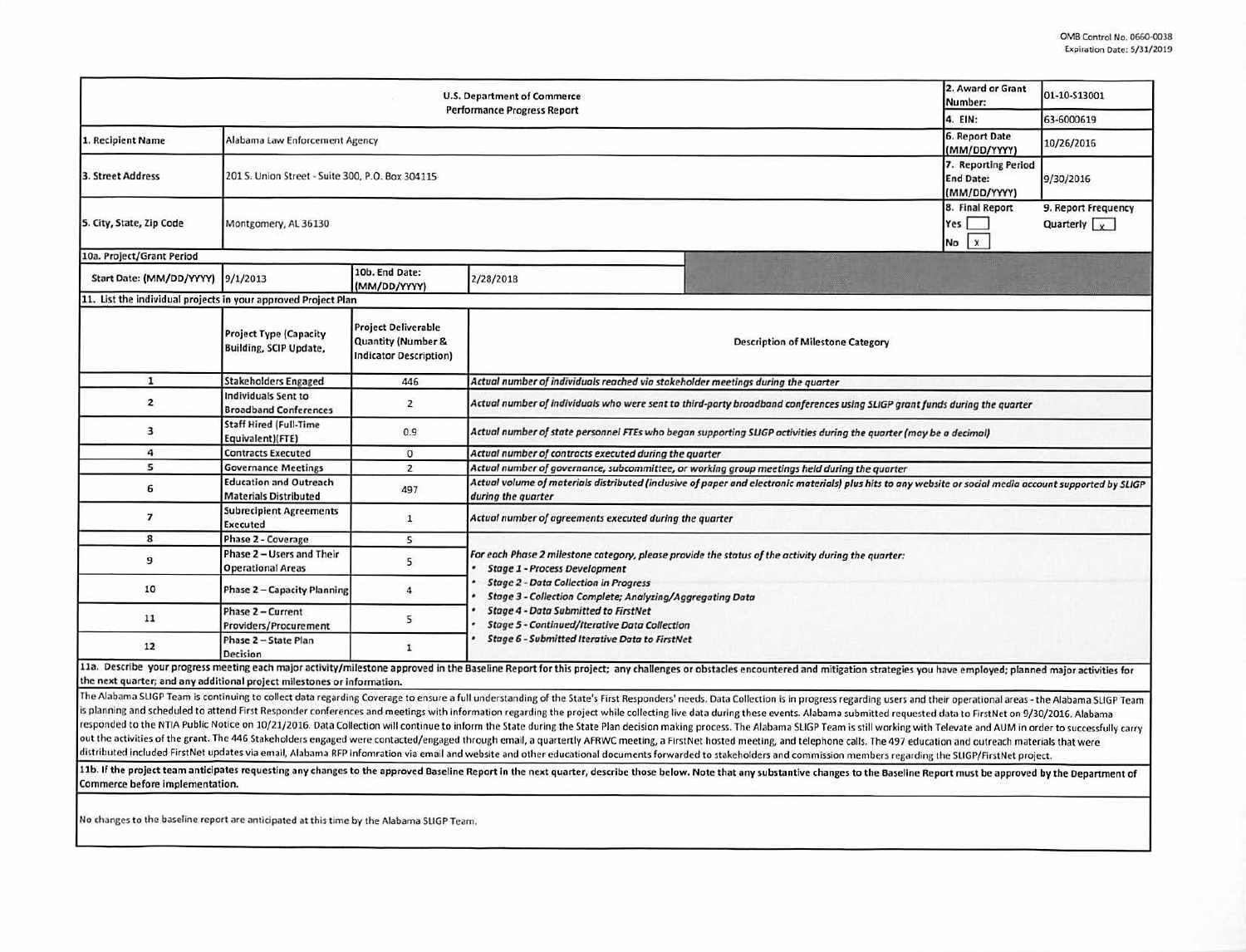OMB Control No. 0660-0038
Expiration Date: 5/31/2019

| U.S. Department of Commerce Performance Progress Report | | | | 2. Award or Grant Number: | 01-10-S13001 |
|---|---|---|---|---|---|
| | | | | 4. EIN: | 63-6000619 |
| 1. Recipient Name | Alabama Law Enforcement Agency | | | 6. Report Date (MM/DD/YYYY) | 10/26/2016 |
| 3. Street Address | 201 S. Union Street - Suite 300, P.O. Box 304115 | | | 7. Reporting Period End Date: (MM/DD/YYYY) | 9/30/2016 |
| 5. City, State, Zip Code | Montgomery, AL 36130 | | | 8. Final Report Yes [ ] No [x] | 9. Report Frequency Quarterly [x] |
| 10a. Project/Grant Period | | | | | |
| Start Date: (MM/DD/YYYY) | 9/1/2013 | 10b. End Date: (MM/DD/YYYY) | 2/28/2018 | | |

11. List the individual projects in your approved Project Plan

| | Project Type (Capacity Building, SCIP Update, | Project Deliverable Quantity (Number & Indicator Description) | Description of Milestone Category |
|---|---|---|---|
| 1 | Stakeholders Engaged | 446 | *Actual number of individuals reached via stakeholder meetings during the quarter* |
| 2 | Individuals Sent to Broadband Conferences | 2 | *Actual number of individuals who were sent to third-party broadband conferences using SLIGP grant funds during the quarter* |
| 3 | Staff Hired (Full-Time Equivalent)(FTE) | 0.9 | *Actual number of state personnel FTEs who began supporting SLIGP activities during the quarter (may be a decimal)* |
| 4 | Contracts Executed | 0 | *Actual number of contracts executed during the quarter* |
| 5 | Governance Meetings | 2 | *Actual number of governance, subcommittee, or working group meetings held during the quarter* |
| 6 | Education and Outreach Materials Distributed | 497 | *Actual volume of materials distributed (inclusive of paper and electronic materials) plus hits to any website or social media account supported by SLIGP during the quarter* |
| 7 | Subrecipient Agreements Executed | 1 | *Actual number of agreements executed during the quarter* |
| 8 | Phase 2 - Coverage | 5 | *For each Phase 2 milestone category, please provide the status of the activity during the quarter:* <br> • *Stage 1 - Process Development* <br> • *Stage 2 - Data Collection in Progress* <br> • *Stage 3 - Collection Complete; Analyzing/Aggregating Data* <br> • *Stage 4 - Data Submitted to FirstNet* <br> • *Stage 5 - Continued/Iterative Data Collection* <br> • *Stage 6 - Submitted Iterative Data to FirstNet* |
| 9 | Phase 2 – Users and Their Operational Areas | 5 | |
| 10 | Phase 2 – Capacity Planning | 4 | |
| 11 | Phase 2 – Current Providers/Procurement | 5 | |
| 12 | Phase 2 – State Plan Decision | 1 | |

11a. Describe your progress meeting each major activity/milestone approved in the Baseline Report for this project; any challenges or obstacles encountered and mitigation strategies you have employed; planned major activities for the next quarter; and any additional project milestones or information.

The Alabama SLIGP Team is continuing to collect data regarding Coverage to ensure a full understanding of the State's First Responders' needs. Data Collection is in progress regarding users and their operational areas - the Alabama SLIGP Team is planning and scheduled to attend First Responder conferences and meetings with information regarding the project while collecting live data during these events. Alabama submitted requested data to FirstNet on 9/30/2016. Alabama responded to the NTIA Public Notice on 10/21/2016. Data Collection will continue to inform the State during the State Plan decision making process. The Alabama SLIGP Team is still working with Televate and AUM in order to successfully carry out the activities of the grant. The 446 Stakeholders engaged were contacted/engaged through email, a quartertly AFRWC meeting, a FirstNet hosted meeting, and telephone calls. The 497 education and outreach materials that were distributed included FirstNet updates via email, Alabama RFP infomration via email and website and other educational documents forwarded to stakeholders and commission members regarding the SLIGP/FirstNet project.

11b. If the project team anticipates requesting any changes to the approved Baseline Report in the next quarter, describe those below. Note that any substantive changes to the Baseline Report must be approved by the Department of Commerce before implementation.

No changes to the baseline report are anticipated at this time by the Alabama SLIGP Team.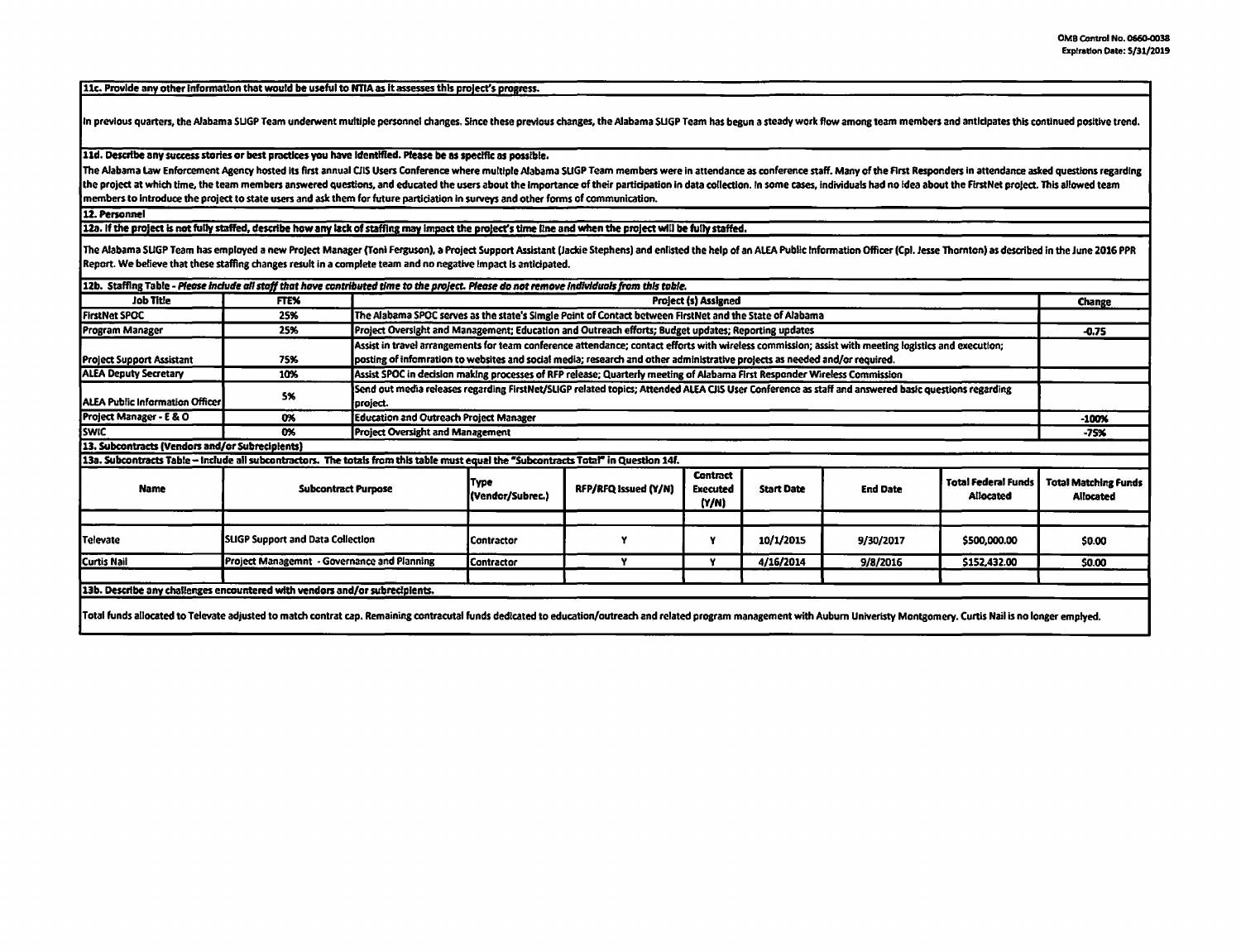**11c. Provide any other information that would be useful to NTIA as it assesses this project's progress.**

In previous quarters, the Alabama SLIGP Team underwent multiple personnel changes. Since these previous changes, the Alabama SLIGP Team has begun a steady work flow among team members and anticipates this continued positive trend.

**11d. Describe any success stories or best practices you have identified. Please be as specific as possible.**

The Alabama Law Enforcement Agency hosted its first annual CJIS Users Conference where multiple Alabama SLIGP Team members were in attendance as conference staff. Many of the First Responders in attendance asked questions regarding the project at which time, the team members answered questions, and educated the users about the importance of their participation in data collection. In some cases, individuals had no idea about the FirstNet project. This allowed team members to introduce the project to state users and ask them for future particiation in surveys and other forms of communication.

**12. Personnel**

**12a. If the project is not fully staffed, describe how any lack of staffing may impact the project's time line and when the project will be fully staffed.**

The Alabama SLIGP Team has employed a new Project Manager (Toni Ferguson), a Project Support Assistant (Jackie Stephens) and enlisted the help of an ALEA Public Information Officer (Cpl. Jesse Thornton) as described in the June 2016 PPR Report. We believe that these staffing changes result in a complete team and no negative impact is anticipated.

**12b. Staffing Table** - *Please include all staff that have contributed time to the project. Please do not remove individuals from this table.*

| Job Title | FTE% | Project (s) Assigned | Change |
|---|---|---|---|
| FirstNet SPOC | 25% | The Alabama SPOC serves as the state's Single Point of Contact between FirstNet and the State of Alabama | |
| Program Manager | 25% | Project Oversight and Management; Education and Outreach efforts; Budget updates; Reporting updates | -0.75 |
| Project Support Assistant | 75% | Assist in travel arrangements for team conference attendance; contact efforts with wireless commission; assist with meeting logistics and execution; posting of infomration to websites and social media; research and other administrative projects as needed and/or required. | |
| ALEA Deputy Secretary | 10% | Assist SPOC in decision making processes of RFP release; Quarterly meeting of Alabama First Responder Wireless Commission | |
| ALEA Public Information Officer | 5% | Send out media releases regarding FirstNet/SLIGP related topics; Attended ALEA CJIS User Conference as staff and answered basic questions regarding project. | |
| Project Manager - E & O | 0% | Education and Outreach Project Manager | -100% |
| SWIC | 0% | Project Oversight and Management | -75% |

**13. Subcontracts (Vendors and/or Subrecipients)**

**13a. Subcontracts Table – Include all subcontractors. The totals from this table must equal the "Subcontracts Total" in Question 14f.**

| Name | Subcontract Purpose | Type (Vendor/Subrec.) | RFP/RFQ Issued (Y/N) | Contract Executed (Y/N) | Start Date | End Date | Total Federal Funds Allocated | Total Matching Funds Allocated |
|---|---|---|---|---|---|---|---|---|
| | | | | | | | | |
| Televate | SLIGP Support and Data Collection | Contractor | Y | Y | 10/1/2015 | 9/30/2017 | $500,000.00 | $0.00 |
| Curtis Nail | Project Managemnt - Governance and Planning | Contractor | Y | Y | 4/16/2014 | 9/8/2016 | $152,432.00 | $0.00 |
| | | | | | | | | |

**13b. Describe any challenges encountered with vendors and/or subrecipients.**

Total funds allocated to Televate adjusted to match contrat cap. Remaining contracutal funds dedicated to education/outreach and related program management with Auburn Univeristy Montgomery. Curtis Nail is no longer emplyed.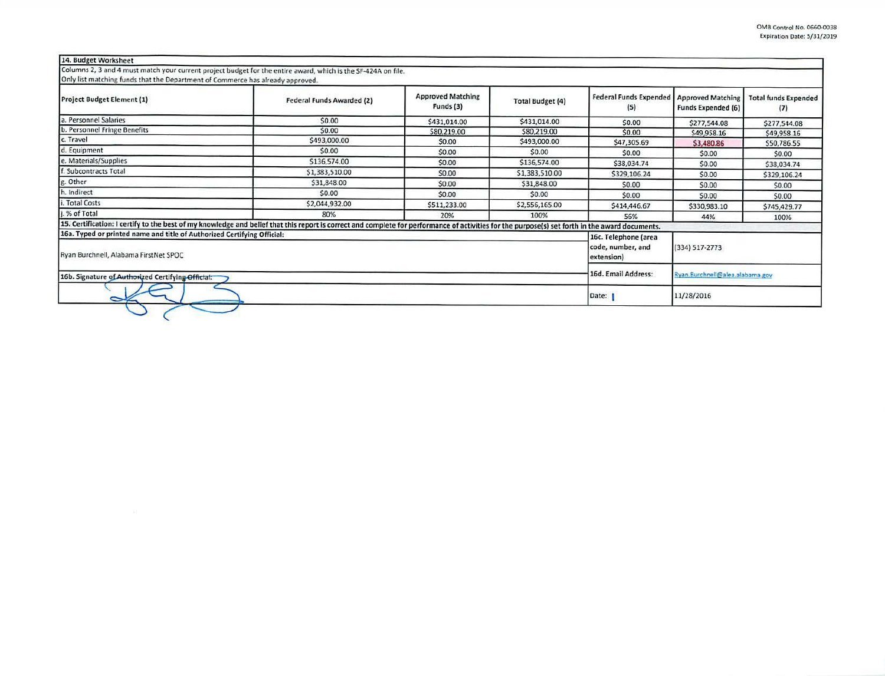## 14. Budget Worksheet

Columns 2, 3 and 4 must match your current project budget for the entire award, which is the SF-424A on file.
Only list matching funds that the Department of Commerce has already approved.

| Project Budget Element (1) | Federal Funds Awarded (2) | Approved Matching Funds (3) | Total Budget (4) | Federal Funds Expended (5) | Approved Matching Funds Expended (6) | Total funds Expended (7) |
|---|---|---|---|---|---|---|
| a. Personnel Salaries | $0.00 | $431,014.00 | $431,014.00 | $0.00 | $277,544.08 | $277,544.08 |
| b. Personnel Fringe Benefits | $0.00 | $80,219.00 | $80,219.00 | $0.00 | $49,958.16 | $49,958.16 |
| c. Travel | $493,000.00 | $0.00 | $493,000.00 | $47,305.69 | $3,480.86 | $50,786.55 |
| d. Equipment | $0.00 | $0.00 | $0.00 | $0.00 | $0.00 | $0.00 |
| e. Materials/Supplies | $136,574.00 | $0.00 | $136,574.00 | $38,034.74 | $0.00 | $38,034.74 |
| f. Subcontracts Total | $1,383,510.00 | $0.00 | $1,383,510.00 | $329,106.24 | $0.00 | $329,106.24 |
| g. Other | $31,848.00 | $0.00 | $31,848.00 | $0.00 | $0.00 | $0.00 |
| h. Indirect | $0.00 | $0.00 | $0.00 | $0.00 | $0.00 | $0.00 |
| i. Total Costs | $2,044,932.00 | $511,233.00 | $2,556,165.00 | $414,446.67 | $330,983.10 | $745,429.77 |
| j. % of Total | 80% | 20% | 100% | 56% | 44% | 100% |

**15. Certification: I certify to the best of my knowledge and belief that this report is correct and complete for performance of activities for the purpose(s) set forth in the award documents.**

| | | | |
|---|---|---|---|
| **16a. Typed or printed name and title of Authorized Certifying Official:** Ryan Burchnell, Alabama FirstNet SPOC | | 16c. Telephone (area code, number, and extension) | (334) 517-2773 |
| **16b. Signature of Authorized Certifying Official:** | | 16d. Email Address: | Ryan.Burchnell@alea.alabama.gov |
| | | Date: | 11/28/2016 |